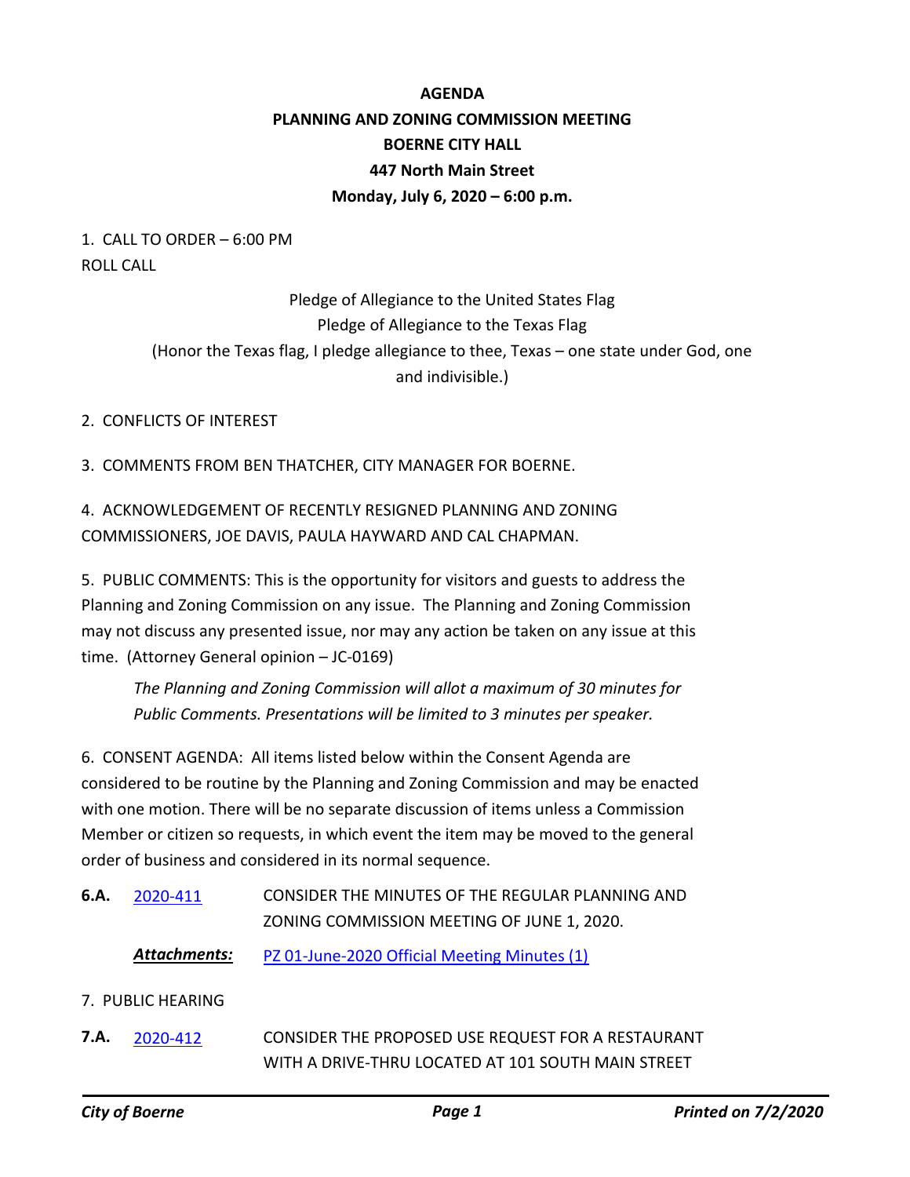# AGENDA

## PLANNING AND ZONING COMMISSION MEETING

## BOERNE CITY HALL

## 447 North Main Street

## Monday, July 6, 2020 – 6:00 p.m.

1. CALL TO ORDER – 6:00 PM

ROLL CALL

Pledge of Allegiance to the United States Flag

Pledge of Allegiance to the Texas Flag

(Honor the Texas flag, I pledge allegiance to thee, Texas – one state under God, one and indivisible.)

2. CONFLICTS OF INTEREST

3. COMMENTS FROM BEN THATCHER, CITY MANAGER FOR BOERNE.

4. ACKNOWLEDGEMENT OF RECENTLY RESIGNED PLANNING AND ZONING COMMISSIONERS, JOE DAVIS, PAULA HAYWARD AND CAL CHAPMAN.

5. PUBLIC COMMENTS: This is the opportunity for visitors and guests to address the Planning and Zoning Commission on any issue. The Planning and Zoning Commission may not discuss any presented issue, nor may any action be taken on any issue at this time. (Attorney General opinion – JC-0169)

*The Planning and Zoning Commission will allot a maximum of 30 minutes for Public Comments. Presentations will be limited to 3 minutes per speaker.*

6. CONSENT AGENDA: All items listed below within the Consent Agenda are considered to be routine by the Planning and Zoning Commission and may be enacted with one motion. There will be no separate discussion of items unless a Commission Member or citizen so requests, in which event the item may be moved to the general order of business and considered in its normal sequence.

**6.A.** 2020-411 CONSIDER THE MINUTES OF THE REGULAR PLANNING AND ZONING COMMISSION MEETING OF JUNE 1, 2020.

***Attachments:*** PZ 01-June-2020 Official Meeting Minutes (1)

7. PUBLIC HEARING

**7.A.** 2020-412 CONSIDER THE PROPOSED USE REQUEST FOR A RESTAURANT WITH A DRIVE-THRU LOCATED AT 101 SOUTH MAIN STREET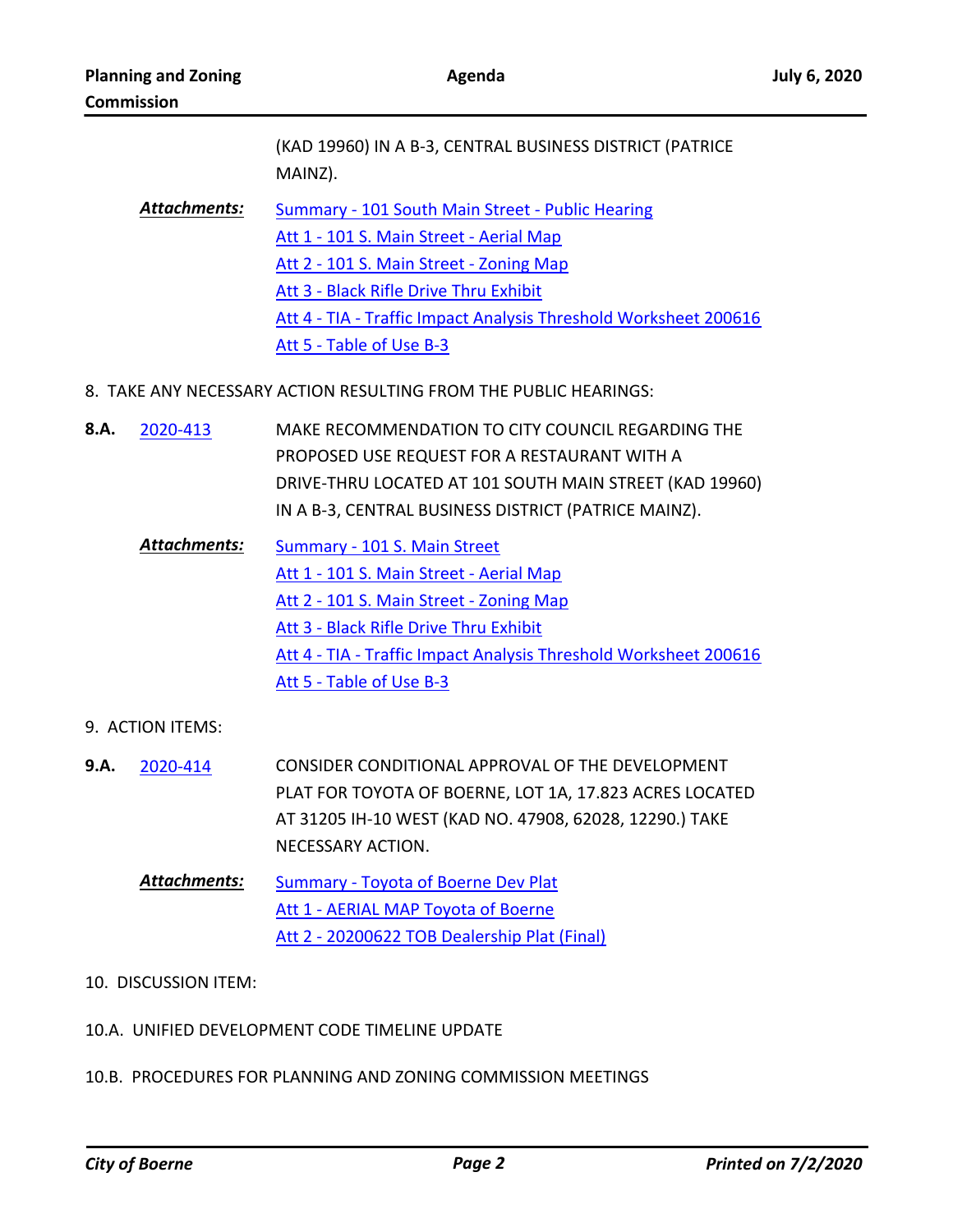(KAD 19960) IN A B-3, CENTRAL BUSINESS DISTRICT (PATRICE MAINZ).

***Attachments:***
- Summary - 101 South Main Street - Public Hearing
- Att 1 - 101 S. Main Street - Aerial Map
- Att 2 - 101 S. Main Street - Zoning Map
- Att 3 - Black Rifle Drive Thru Exhibit
- Att 4 - TIA - Traffic Impact Analysis Threshold Worksheet 200616
- Att 5 - Table of Use B-3

8. TAKE ANY NECESSARY ACTION RESULTING FROM THE PUBLIC HEARINGS:

**8.A.** 2020-413 MAKE RECOMMENDATION TO CITY COUNCIL REGARDING THE PROPOSED USE REQUEST FOR A RESTAURANT WITH A DRIVE-THRU LOCATED AT 101 SOUTH MAIN STREET (KAD 19960) IN A B-3, CENTRAL BUSINESS DISTRICT (PATRICE MAINZ).

***Attachments:***
- Summary - 101 S. Main Street
- Att 1 - 101 S. Main Street - Aerial Map
- Att 2 - 101 S. Main Street - Zoning Map
- Att 3 - Black Rifle Drive Thru Exhibit
- Att 4 - TIA - Traffic Impact Analysis Threshold Worksheet 200616
- Att 5 - Table of Use B-3

9. ACTION ITEMS:

**9.A.** 2020-414 CONSIDER CONDITIONAL APPROVAL OF THE DEVELOPMENT PLAT FOR TOYOTA OF BOERNE, LOT 1A, 17.823 ACRES LOCATED AT 31205 IH-10 WEST (KAD NO. 47908, 62028, 12290.) TAKE NECESSARY ACTION.

***Attachments:***
- Summary - Toyota of Boerne Dev Plat
- Att 1 - AERIAL MAP Toyota of Boerne
- Att 2 - 20200622 TOB Dealership Plat (Final)

10. DISCUSSION ITEM:

10.A. UNIFIED DEVELOPMENT CODE TIMELINE UPDATE

10.B. PROCEDURES FOR PLANNING AND ZONING COMMISSION MEETINGS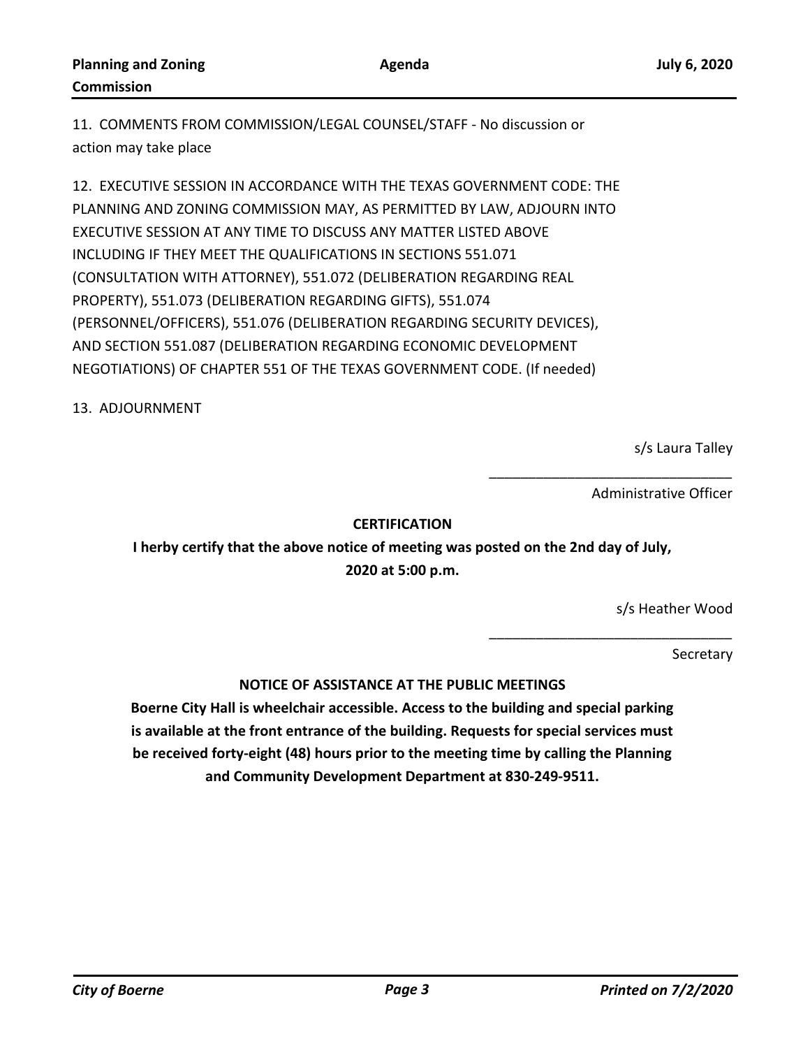11. COMMENTS FROM COMMISSION/LEGAL COUNSEL/STAFF - No discussion or action may take place

12. EXECUTIVE SESSION IN ACCORDANCE WITH THE TEXAS GOVERNMENT CODE: THE PLANNING AND ZONING COMMISSION MAY, AS PERMITTED BY LAW, ADJOURN INTO EXECUTIVE SESSION AT ANY TIME TO DISCUSS ANY MATTER LISTED ABOVE INCLUDING IF THEY MEET THE QUALIFICATIONS IN SECTIONS 551.071 (CONSULTATION WITH ATTORNEY), 551.072 (DELIBERATION REGARDING REAL PROPERTY), 551.073 (DELIBERATION REGARDING GIFTS), 551.074 (PERSONNEL/OFFICERS), 551.076 (DELIBERATION REGARDING SECURITY DEVICES), AND SECTION 551.087 (DELIBERATION REGARDING ECONOMIC DEVELOPMENT NEGOTIATIONS) OF CHAPTER 551 OF THE TEXAS GOVERNMENT CODE. (If needed)

13. ADJOURNMENT

s/s Laura Talley

_______________________________

Administrative Officer

**CERTIFICATION**

**I herby certify that the above notice of meeting was posted on the 2nd day of July, 2020 at 5:00 p.m.**

s/s Heather Wood

_______________________________

Secretary

**NOTICE OF ASSISTANCE AT THE PUBLIC MEETINGS**

**Boerne City Hall is wheelchair accessible. Access to the building and special parking is available at the front entrance of the building. Requests for special services must be received forty-eight (48) hours prior to the meeting time by calling the Planning and Community Development Department at 830-249-9511.**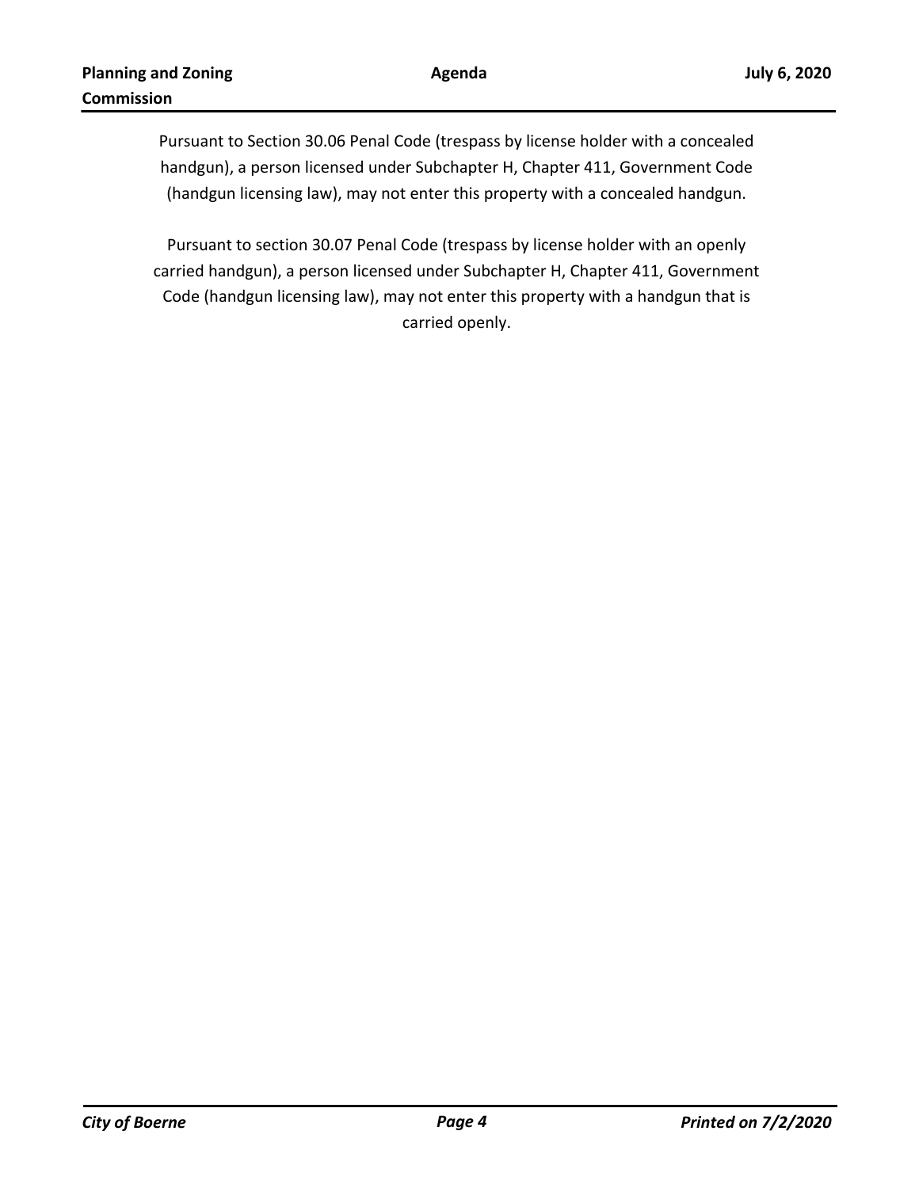Pursuant to Section 30.06 Penal Code (trespass by license holder with a concealed handgun), a person licensed under Subchapter H, Chapter 411, Government Code (handgun licensing law), may not enter this property with a concealed handgun.

Pursuant to section 30.07 Penal Code (trespass by license holder with an openly carried handgun), a person licensed under Subchapter H, Chapter 411, Government Code (handgun licensing law), may not enter this property with a handgun that is carried openly.